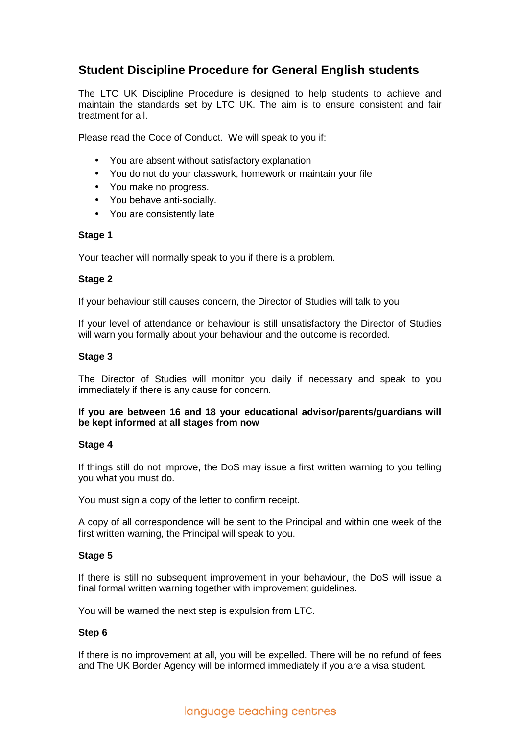# Student Discipline Procedure for General English students

The LTC UK Discipline Procedure is designed to help students to achieve and maintain the standards set by LTC UK. The aim is to ensure consistent and fair treatment for all.

Please read the Code of Conduct.  We will speak to you if:

- You are absent without satisfactory explanation
- You do not do your classwork, homework or maintain your file
- You make no progress.
- You behave anti-socially.
- You are consistently late

**Stage 1**

Your teacher will normally speak to you if there is a problem.

**Stage 2**

If your behaviour still causes concern, the Director of Studies will talk to you

If your level of attendance or behaviour is still unsatisfactory the Director of Studies will warn you formally about your behaviour and the outcome is recorded.

**Stage 3**

The Director of Studies will monitor you daily if necessary and speak to you immediately if there is any cause for concern.

**If you are between 16 and 18 your educational advisor/parents/guardians will be kept informed at all stages from now**

**Stage 4**

If things still do not improve, the DoS may issue a first written warning to you telling you what you must do.

You must sign a copy of the letter to confirm receipt.

A copy of all correspondence will be sent to the Principal and within one week of the first written warning, the Principal will speak to you.

**Stage 5**

If there is still no subsequent improvement in your behaviour, the DoS will issue a final formal written warning together with improvement guidelines.

You will be warned the next step is expulsion from LTC.

**Step 6**

If there is no improvement at all, you will be expelled. There will be no refund of fees and The UK Border Agency will be informed immediately if you are a visa student.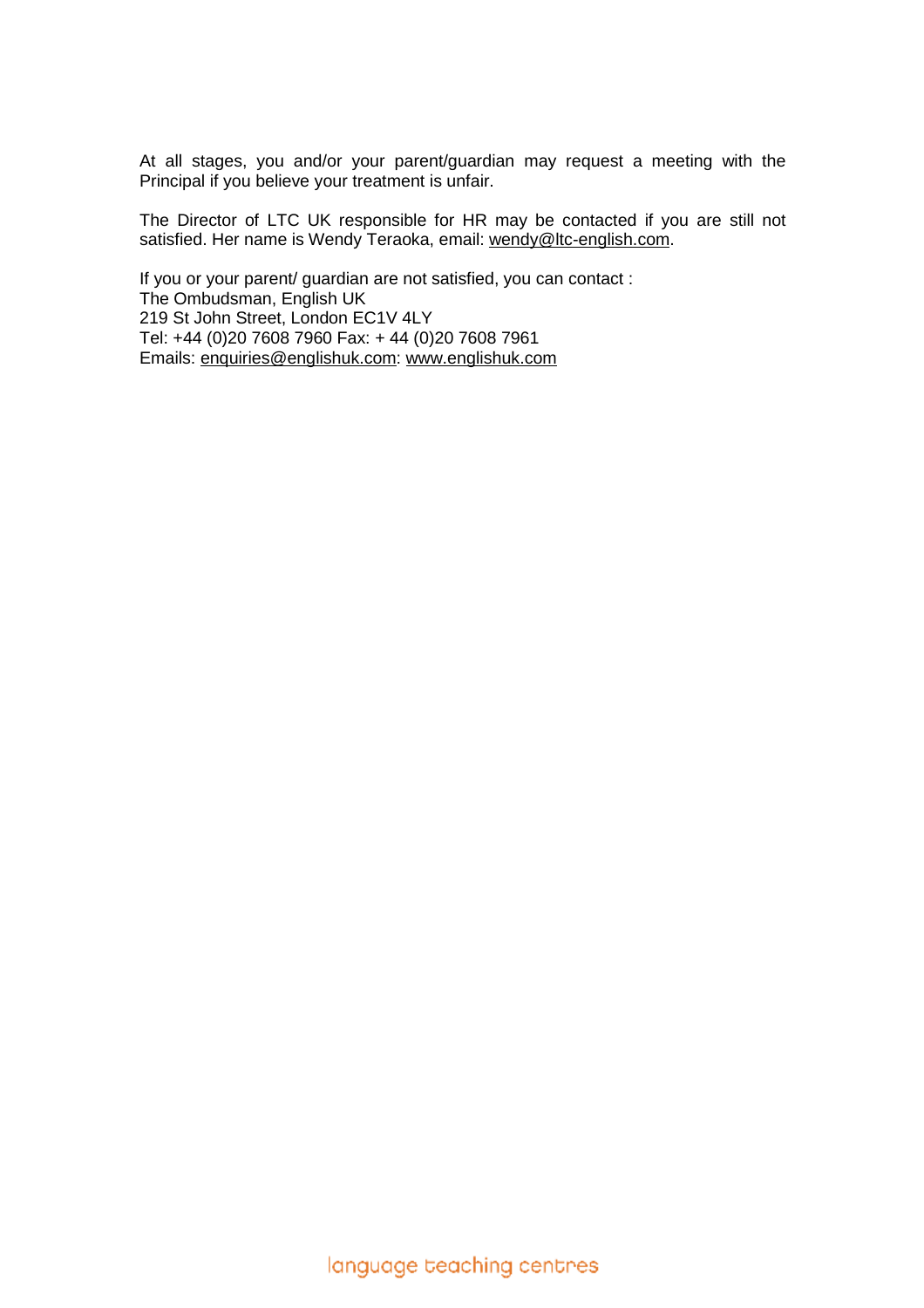At all stages, you and/or your parent/guardian may request a meeting with the Principal if you believe your treatment is unfair.

The Director of LTC UK responsible for HR may be contacted if you are still not satisfied. Her name is Wendy Teraoka, email: wendy@ltc-english.com.

If you or your parent/ guardian are not satisfied, you can contact :
The Ombudsman, English UK
219 St John Street, London EC1V 4LY
Tel: +44 (0)20 7608 7960 Fax: + 44 (0)20 7608 7961
Emails: enquiries@englishuk.com: www.englishuk.com